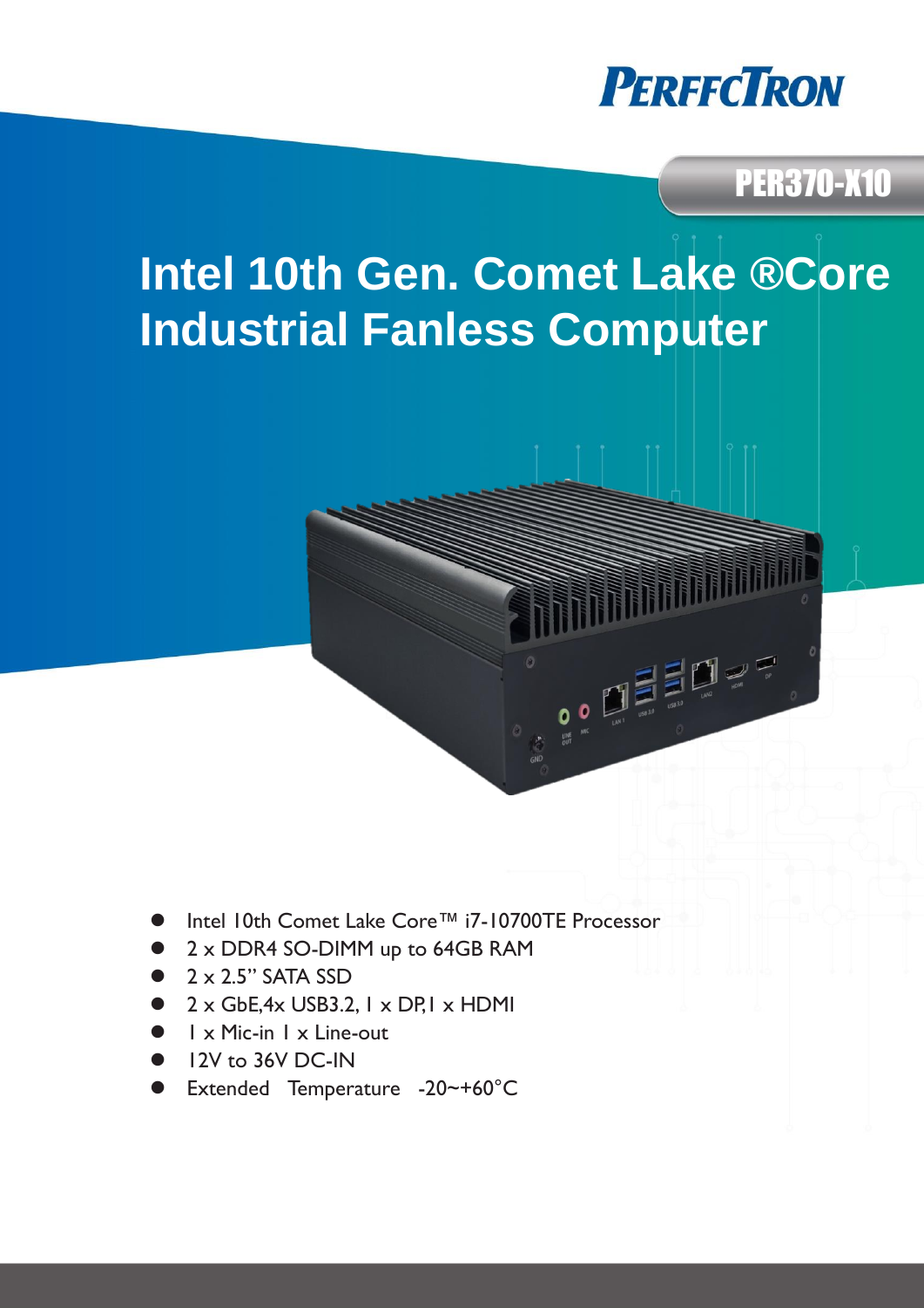PERFECTRON

PER370-X10

# Intel 10th Gen. Comet Lake ®Core Industrial Fanless Computer

- Intel 10th Comet Lake Core™ i7-10700TE Processor
- 2 x DDR4 SO-DIMM up to 64GB RAM
- 2 x 2.5" SATA SSD
- 2 x GbE,4x USB3.2, 1 x DP,1 x HDMI
- 1 x Mic-in 1 x Line-out
- 12V to 36V DC-IN
- Extended Temperature -20~+60°C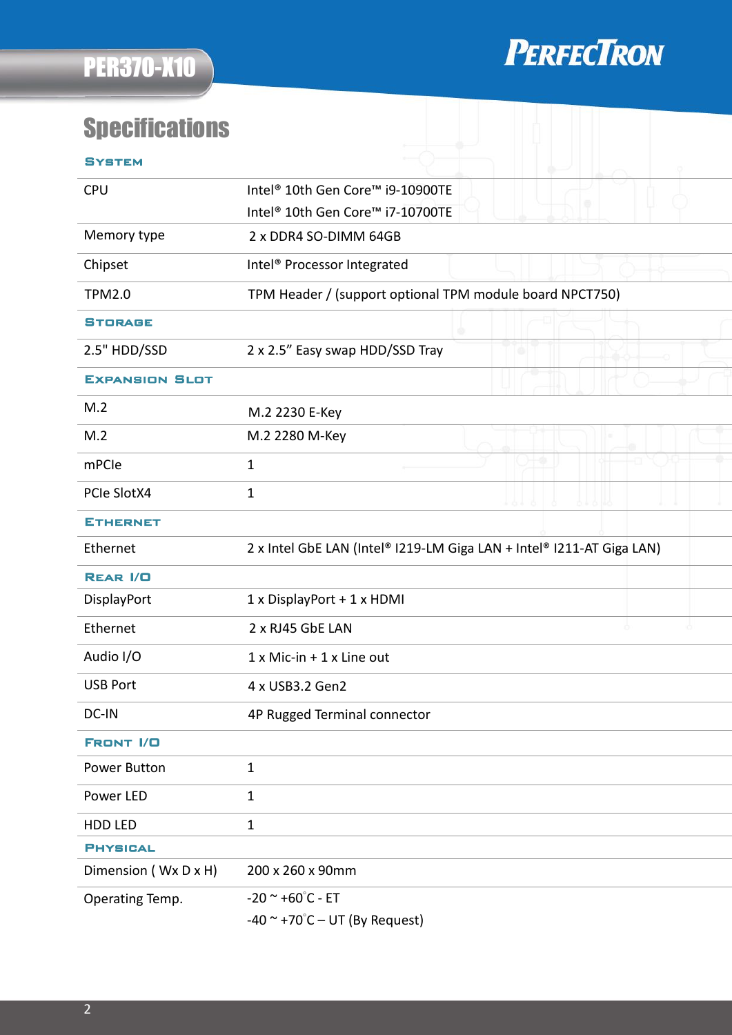# Specifications

### System

| | |
|---|---|
| CPU | Intel® 10th Gen Core™ i9-10900TE<br>Intel® 10th Gen Core™ i7-10700TE |
| Memory type | 2 x DDR4 SO-DIMM 64GB |
| Chipset | Intel® Processor Integrated |
| TPM2.0 | TPM Header / (support optional TPM module board NPCT750) |

### Storage

| | |
|---|---|
| 2.5" HDD/SSD | 2 x 2.5" Easy swap HDD/SSD Tray |

### Expansion Slot

| | |
|---|---|
| M.2 | M.2 2230 E-Key |
| M.2 | M.2 2280 M-Key |
| mPCIe | 1 |
| PCIe SlotX4 | 1 |

### Ethernet

| | |
|---|---|
| Ethernet | 2 x Intel GbE LAN (Intel® I219-LM Giga LAN + Intel® I211-AT Giga LAN) |

### Rear I/O

| | |
|---|---|
| DisplayPort | 1 x DisplayPort + 1 x HDMI |
| Ethernet | 2 x RJ45 GbE LAN |
| Audio I/O | 1 x Mic-in + 1 x Line out |
| USB Port | 4 x USB3.2 Gen2 |
| DC-IN | 4P Rugged Terminal connector |

### Front I/O

| | |
|---|---|
| Power Button | 1 |
| Power LED | 1 |
| HDD LED | 1 |

### Physical

| | |
|---|---|
| Dimension ( Wx D x H) | 200 x 260 x 90mm |
| Operating Temp. | -20 ~ +60°C - ET<br>-40 ~ +70°C – UT (By Request) |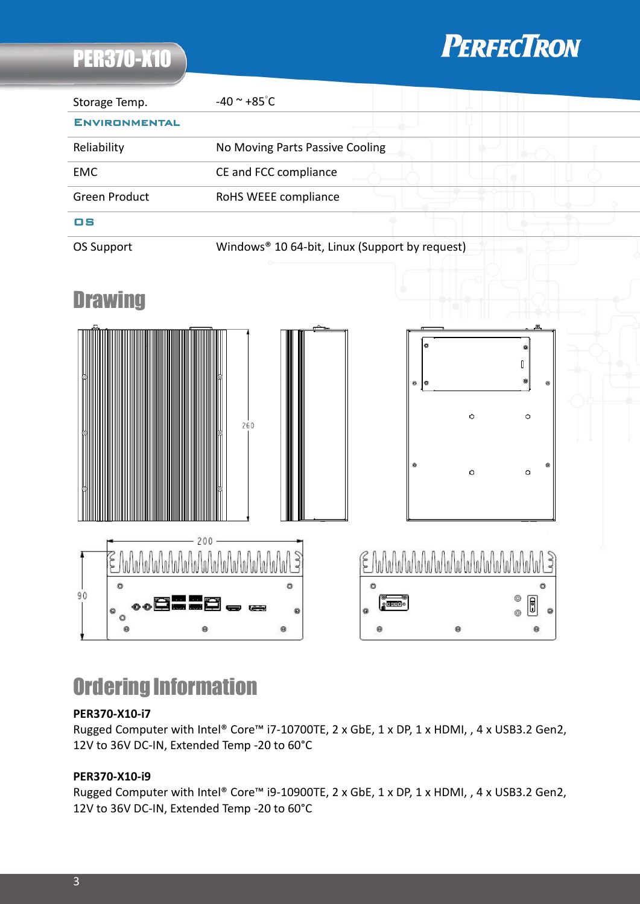| | |
|---|---|
| Storage Temp. | -40 ~ +85°C |
| **ENVIRONMENTAL** | |
| Reliability | No Moving Parts Passive Cooling |
| EMC | CE and FCC compliance |
| Green Product | RoHS WEEE compliance |
| **OS** | |
| OS Support | Windows® 10 64-bit, Linux (Support by request) |

# Drawing

260

200

90

# Ordering Information

**PER370-X10-i7**
Rugged Computer with Intel® Core™ i7-10700TE, 2 x GbE, 1 x DP, 1 x HDMI, , 4 x USB3.2 Gen2, 12V to 36V DC-IN, Extended Temp -20 to 60°C

**PER370-X10-i9**
Rugged Computer with Intel® Core™ i9-10900TE, 2 x GbE, 1 x DP, 1 x HDMI, , 4 x USB3.2 Gen2, 12V to 36V DC-IN, Extended Temp -20 to 60°C